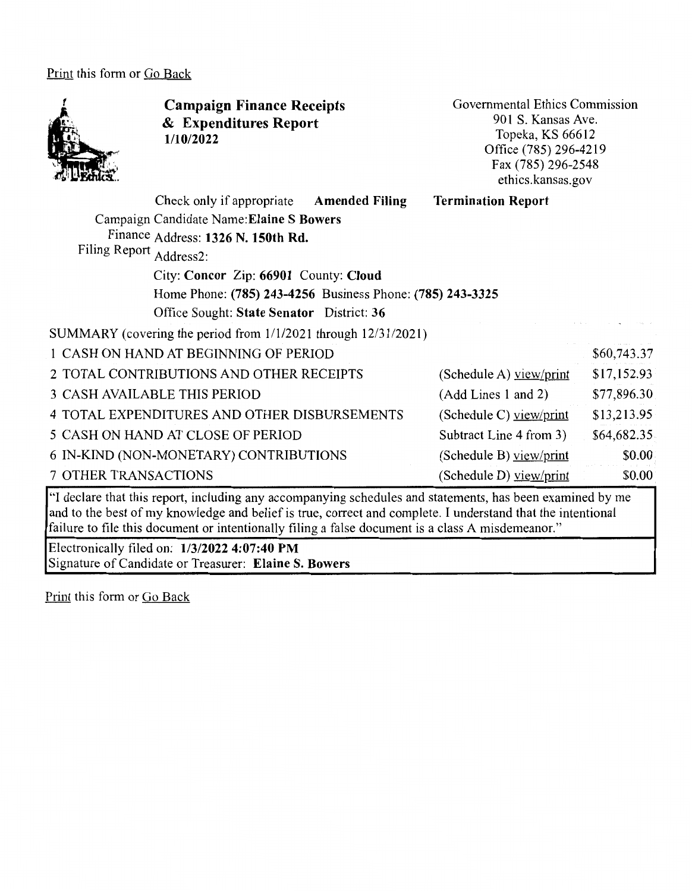Print this form or Go Back

**Campaign Finance Receipts & Expenditures Report**
**1/10/2022**

Governmental Ethics Commission
901 S. Kansas Ave.
Topeka, KS 66612
Office (785) 296-4219
Fax (785) 296-2548
ethics.kansas.gov

Check only if appropriate **Amended Filing** **Termination Report**

Campaign Finance Filing Report

Candidate Name: **Elaine S Bowers**
Address: **1326 N. 150th Rd.**
Address2:
City: **Concor** Zip: **66901** County: **Cloud**
Home Phone: **(785) 243-4256** Business Phone: **(785) 243-3325**
Office Sought: **State Senator** District: **36**

SUMMARY (covering the period from 1/1/2021 through 12/31/2021)

| | | |
|---|---|---|
| 1 CASH ON HAND AT BEGINNING OF PERIOD | | $60,743.37 |
| 2 TOTAL CONTRIBUTIONS AND OTHER RECEIPTS | (Schedule A) view/print | $17,152.93 |
| 3 CASH AVAILABLE THIS PERIOD | (Add Lines 1 and 2) | $77,896.30 |
| 4 TOTAL EXPENDITURES AND OTHER DISBURSEMENTS | (Schedule C) view/print | $13,213.95 |
| 5 CASH ON HAND AT CLOSE OF PERIOD | Subtract Line 4 from 3) | $64,682.35 |
| 6 IN-KIND (NON-MONETARY) CONTRIBUTIONS | (Schedule B) view/print | $0.00 |
| 7 OTHER TRANSACTIONS | (Schedule D) view/print | $0.00 |

"I declare that this report, including any accompanying schedules and statements, has been examined by me and to the best of my knowledge and belief is true, correct and complete. I understand that the intentional failure to file this document or intentionally filing a false document is a class A misdemeanor."

Electronically filed on: **1/3/2022 4:07:40 PM**
Signature of Candidate or Treasurer: **Elaine S. Bowers**

Print this form or Go Back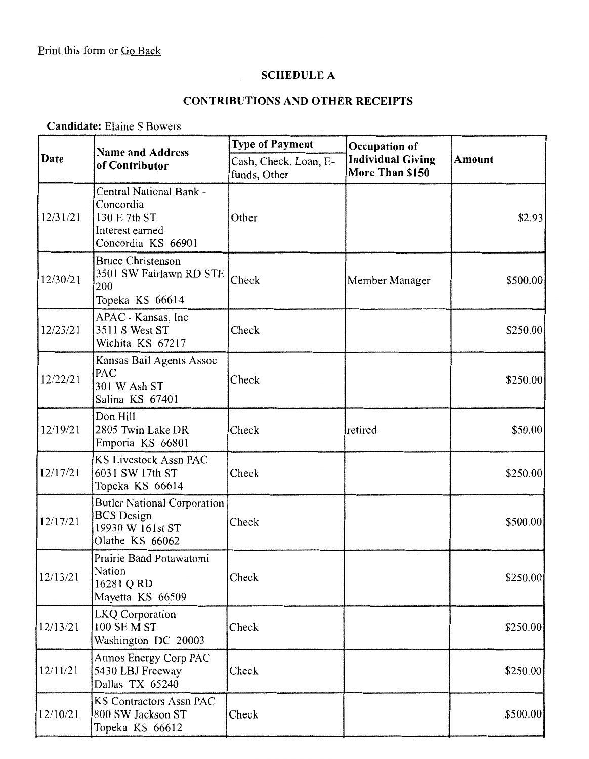Print this form or Go Back

## SCHEDULE A

## CONTRIBUTIONS AND OTHER RECEIPTS

**Candidate:** Elaine S Bowers

| Date | Name and Address of Contributor | Type of Payment | Occupation of Individual Giving More Than $150 | Amount |
|---|---|---|---|---|
| | | Cash, Check, Loan, E-funds, Other | | |
| 12/31/21 | Central National Bank - Concordia<br>130 E 7th ST<br>Interest earned<br>Concordia KS 66901 | Other | | $2.93 |
| 12/30/21 | Bruce Christenson<br>3501 SW Fairlawn RD STE 200<br>Topeka KS 66614 | Check | Member Manager | $500.00 |
| 12/23/21 | APAC - Kansas, Inc<br>3511 S West ST<br>Wichita KS 67217 | Check | | $250.00 |
| 12/22/21 | Kansas Bail Agents Assoc PAC<br>301 W Ash ST<br>Salina KS 67401 | Check | | $250.00 |
| 12/19/21 | Don Hill<br>2805 Twin Lake DR<br>Emporia KS 66801 | Check | retired | $50.00 |
| 12/17/21 | KS Livestock Assn PAC<br>6031 SW 17th ST<br>Topeka KS 66614 | Check | | $250.00 |
| 12/17/21 | Butler National Corporation<br>BCS Design<br>19930 W 161st ST<br>Olathe KS 66062 | Check | | $500.00 |
| 12/13/21 | Prairie Band Potawatomi Nation<br>16281 Q RD<br>Mayetta KS 66509 | Check | | $250.00 |
| 12/13/21 | LKQ Corporation<br>100 SE M ST<br>Washington DC 20003 | Check | | $250.00 |
| 12/11/21 | Atmos Energy Corp PAC<br>5430 LBJ Freeway<br>Dallas TX 65240 | Check | | $250.00 |
| 12/10/21 | KS Contractors Assn PAC<br>800 SW Jackson ST<br>Topeka KS 66612 | Check | | $500.00 |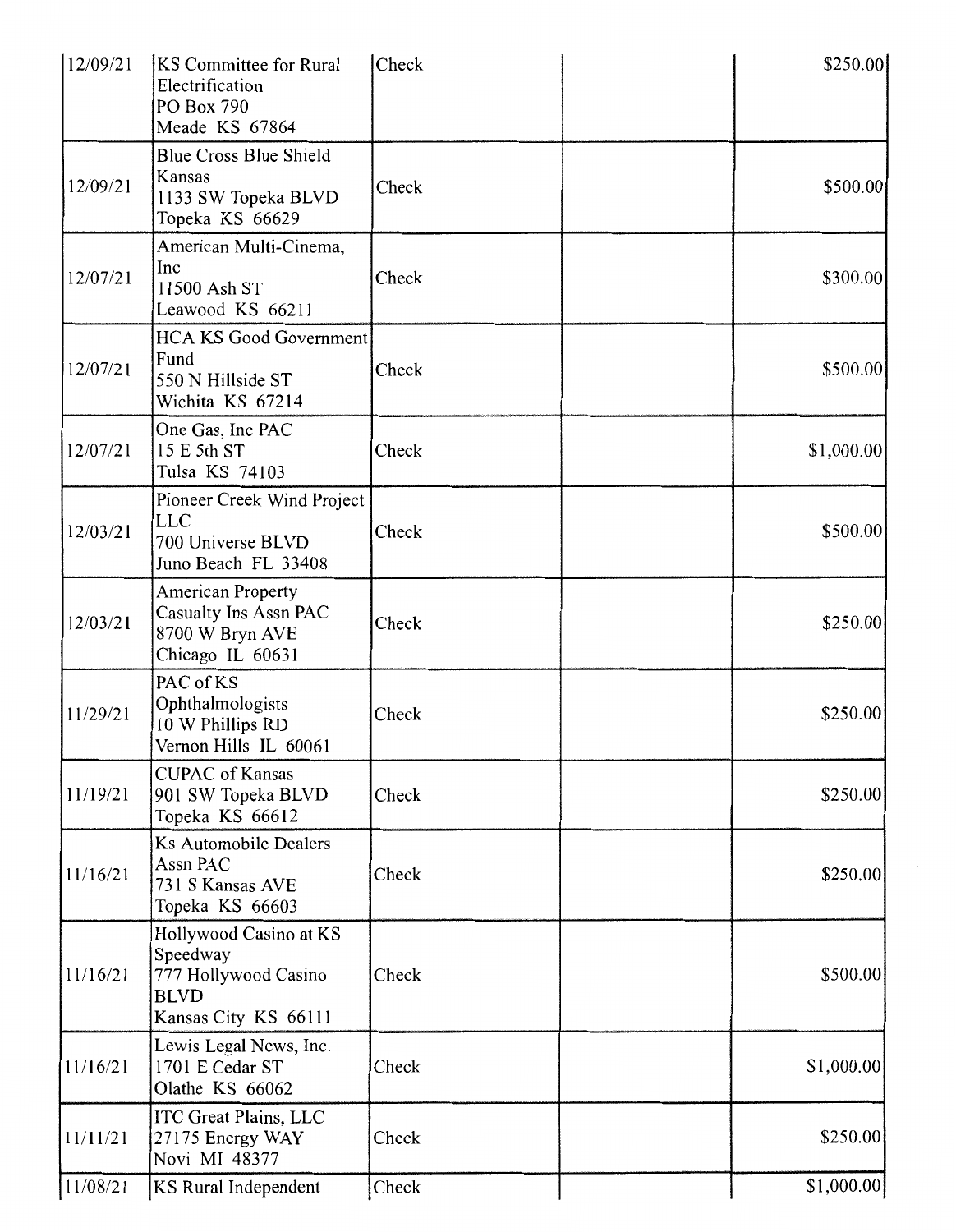| | | | | |
|---|---|---|---|---|
| 12/09/21 | KS Committee for Rural Electrification<br>PO Box 790<br>Meade KS 67864 | Check | | $250.00 |
| 12/09/21 | Blue Cross Blue Shield Kansas<br>1133 SW Topeka BLVD<br>Topeka KS 66629 | Check | | $500.00 |
| 12/07/21 | American Multi-Cinema, Inc<br>11500 Ash ST<br>Leawood KS 66211 | Check | | $300.00 |
| 12/07/21 | HCA KS Good Government Fund<br>550 N Hillside ST<br>Wichita KS 67214 | Check | | $500.00 |
| 12/07/21 | One Gas, Inc PAC<br>15 E 5th ST<br>Tulsa KS 74103 | Check | | $1,000.00 |
| 12/03/21 | Pioneer Creek Wind Project LLC<br>700 Universe BLVD<br>Juno Beach FL 33408 | Check | | $500.00 |
| 12/03/21 | American Property Casualty Ins Assn PAC<br>8700 W Bryn AVE<br>Chicago IL 60631 | Check | | $250.00 |
| 11/29/21 | PAC of KS Ophthalmologists<br>10 W Phillips RD<br>Vernon Hills IL 60061 | Check | | $250.00 |
| 11/19/21 | CUPAC of Kansas<br>901 SW Topeka BLVD<br>Topeka KS 66612 | Check | | $250.00 |
| 11/16/21 | Ks Automobile Dealers Assn PAC<br>731 S Kansas AVE<br>Topeka KS 66603 | Check | | $250.00 |
| 11/16/21 | Hollywood Casino at KS Speedway<br>777 Hollywood Casino BLVD<br>Kansas City KS 66111 | Check | | $500.00 |
| 11/16/21 | Lewis Legal News, Inc.<br>1701 E Cedar ST<br>Olathe KS 66062 | Check | | $1,000.00 |
| 11/11/21 | ITC Great Plains, LLC<br>27175 Energy WAY<br>Novi MI 48377 | Check | | $250.00 |
| 11/08/21 | KS Rural Independent | Check | | $1,000.00 |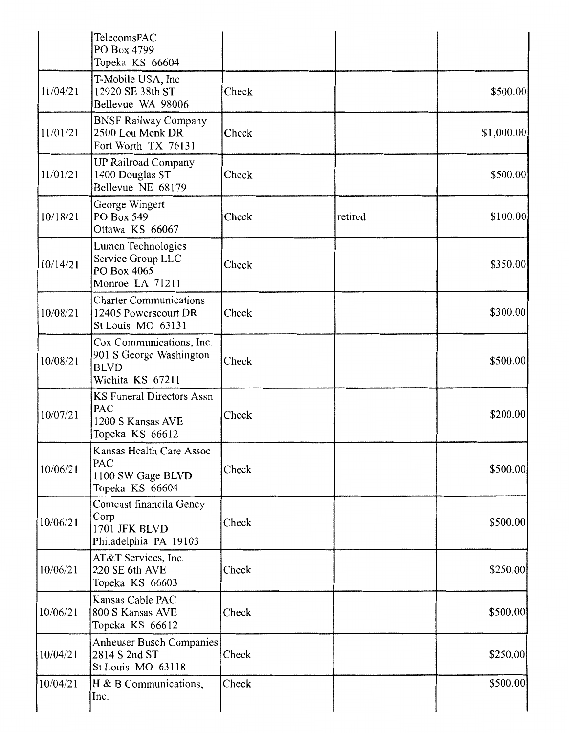| | | | | |
|---|---|---|---|---|
| | TelecomsPAC<br>PO Box 4799<br>Topeka KS 66604 | | | |
| 11/04/21 | T-Mobile USA, Inc<br>12920 SE 38th ST<br>Bellevue WA 98006 | Check | | $500.00 |
| 11/01/21 | BNSF Railway Company<br>2500 Lou Menk DR<br>Fort Worth TX 76131 | Check | | $1,000.00 |
| 11/01/21 | UP Railroad Company<br>1400 Douglas ST<br>Bellevue NE 68179 | Check | | $500.00 |
| 10/18/21 | George Wingert<br>PO Box 549<br>Ottawa KS 66067 | Check | retired | $100.00 |
| 10/14/21 | Lumen Technologies<br>Service Group LLC<br>PO Box 4065<br>Monroe LA 71211 | Check | | $350.00 |
| 10/08/21 | Charter Communications<br>12405 Powerscourt DR<br>St Louis MO 63131 | Check | | $300.00 |
| 10/08/21 | Cox Communications, Inc.<br>901 S George Washington<br>BLVD<br>Wichita KS 67211 | Check | | $500.00 |
| 10/07/21 | KS Funeral Directors Assn<br>PAC<br>1200 S Kansas AVE<br>Topeka KS 66612 | Check | | $200.00 |
| 10/06/21 | Kansas Health Care Assoc<br>PAC<br>1100 SW Gage BLVD<br>Topeka KS 66604 | Check | | $500.00 |
| 10/06/21 | Comcast financila Gency<br>Corp<br>1701 JFK BLVD<br>Philadelphia PA 19103 | Check | | $500.00 |
| 10/06/21 | AT&T Services, Inc.<br>220 SE 6th AVE<br>Topeka KS 66603 | Check | | $250.00 |
| 10/06/21 | Kansas Cable PAC<br>800 S Kansas AVE<br>Topeka KS 66612 | Check | | $500.00 |
| 10/04/21 | Anheuser Busch Companies<br>2814 S 2nd ST<br>St Louis MO 63118 | Check | | $250.00 |
| 10/04/21 | H & B Communications,<br>Inc. | Check | | $500.00 |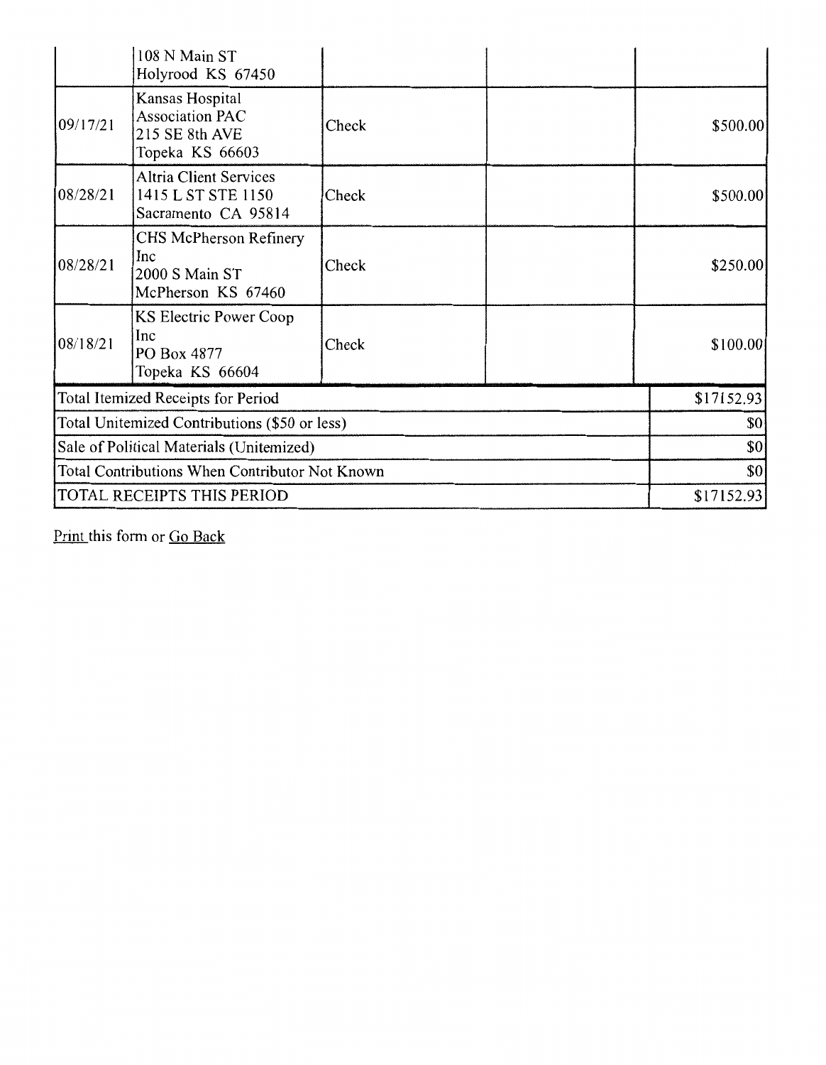|  |  |  |  |  |
|---|---|---|---|---|
|  | 108 N Main ST<br>Holyrood KS 67450 |  |  |  |
| 09/17/21 | Kansas Hospital Association PAC<br>215 SE 8th AVE<br>Topeka KS 66603 | Check |  | $500.00 |
| 08/28/21 | Altria Client Services<br>1415 L ST STE 1150<br>Sacramento CA 95814 | Check |  | $500.00 |
| 08/28/21 | CHS McPherson Refinery Inc<br>2000 S Main ST<br>McPherson KS 67460 | Check |  | $250.00 |
| 08/18/21 | KS Electric Power Coop Inc<br>PO Box 4877<br>Topeka KS 66604 | Check |  | $100.00 |
| Total Itemized Receipts for Period |  |  |  | $17152.93 |
| Total Unitemized Contributions ($50 or less) |  |  |  | $0 |
| Sale of Political Materials (Unitemized) |  |  |  | $0 |
| Total Contributions When Contributor Not Known |  |  |  | $0 |
| TOTAL RECEIPTS THIS PERIOD |  |  |  | $17152.93 |

Print this form or Go Back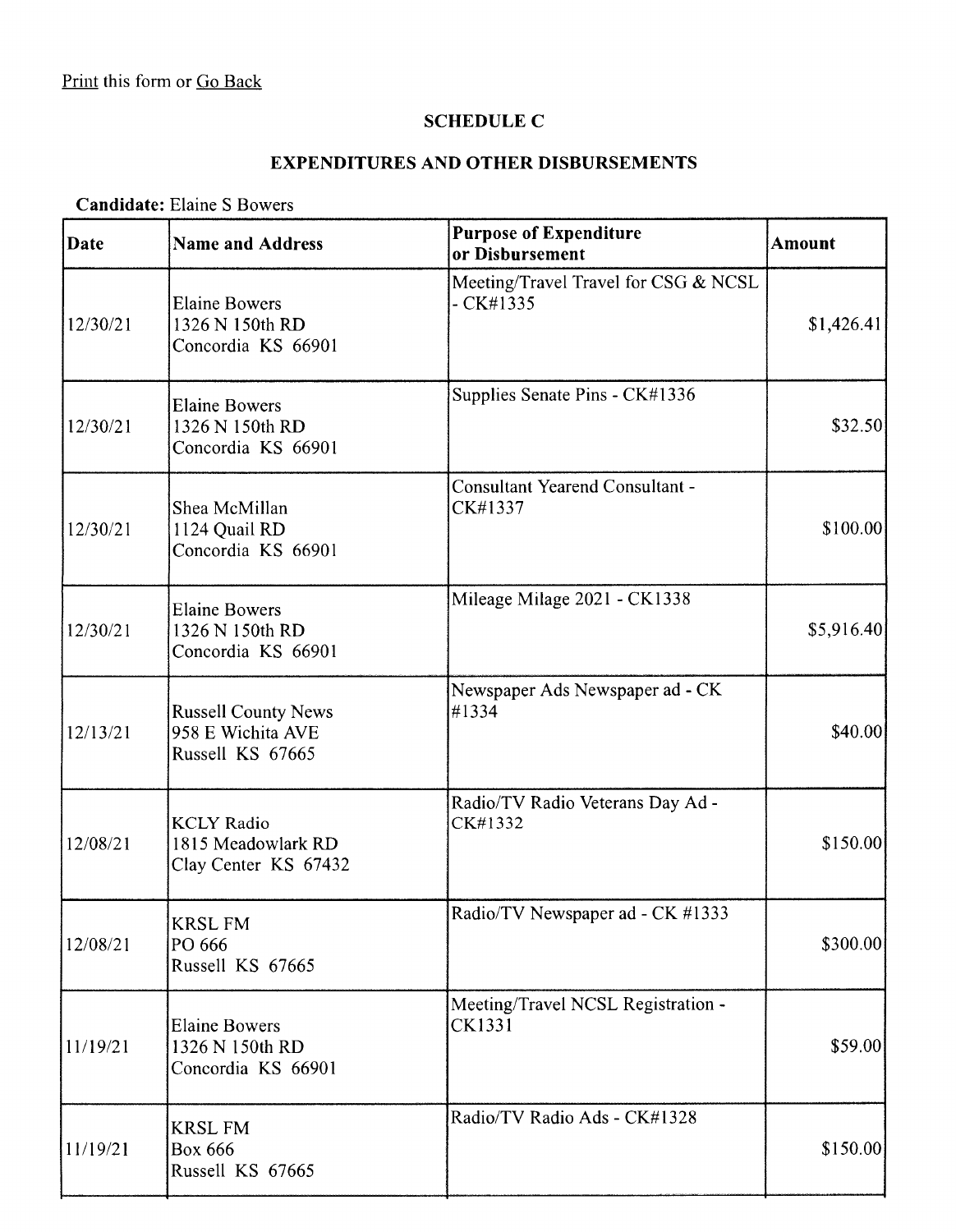Print this form or Go Back

## SCHEDULE C

## EXPENDITURES AND OTHER DISBURSEMENTS

**Candidate:** Elaine S Bowers

| Date | Name and Address | Purpose of Expenditure or Disbursement | Amount |
|---|---|---|---|
| 12/30/21 | Elaine Bowers<br>1326 N 150th RD<br>Concordia KS 66901 | Meeting/Travel Travel for CSG & NCSL - CK#1335 | $1,426.41 |
| 12/30/21 | Elaine Bowers<br>1326 N 150th RD<br>Concordia KS 66901 | Supplies Senate Pins - CK#1336 | $32.50 |
| 12/30/21 | Shea McMillan<br>1124 Quail RD<br>Concordia KS 66901 | Consultant Yearend Consultant - CK#1337 | $100.00 |
| 12/30/21 | Elaine Bowers<br>1326 N 150th RD<br>Concordia KS 66901 | Mileage Milage 2021 - CK1338 | $5,916.40 |
| 12/13/21 | Russell County News<br>958 E Wichita AVE<br>Russell KS 67665 | Newspaper Ads Newspaper ad - CK #1334 | $40.00 |
| 12/08/21 | KCLY Radio<br>1815 Meadowlark RD<br>Clay Center KS 67432 | Radio/TV Radio Veterans Day Ad - CK#1332 | $150.00 |
| 12/08/21 | KRSL FM<br>PO 666<br>Russell KS 67665 | Radio/TV Newspaper ad - CK #1333 | $300.00 |
| 11/19/21 | Elaine Bowers<br>1326 N 150th RD<br>Concordia KS 66901 | Meeting/Travel NCSL Registration - CK1331 | $59.00 |
| 11/19/21 | KRSL FM<br>Box 666<br>Russell KS 67665 | Radio/TV Radio Ads - CK#1328 | $150.00 |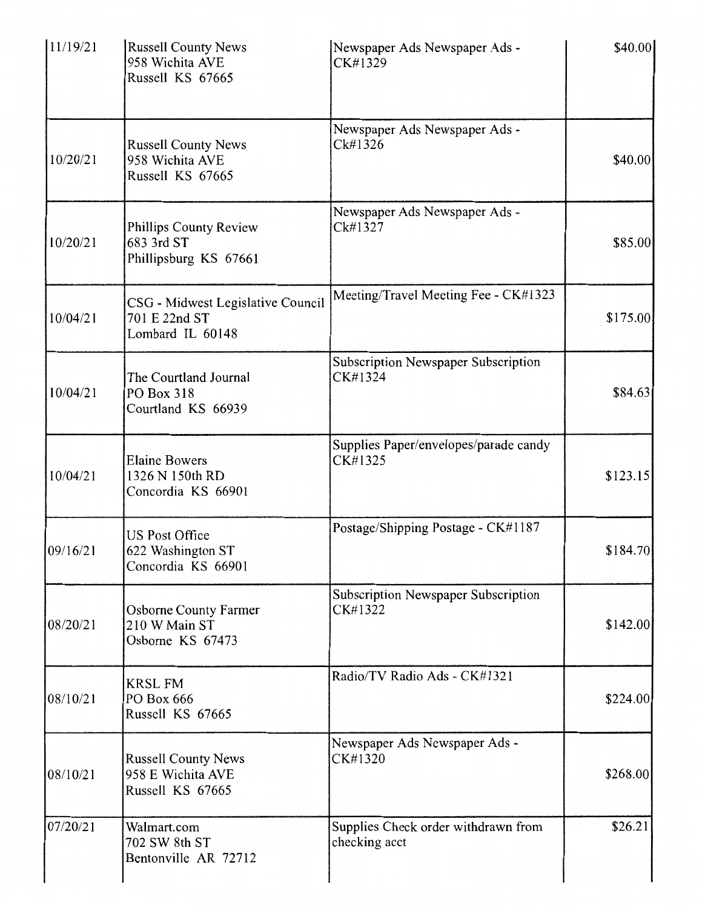| | | | |
|---|---|---|---|
| 11/19/21 | Russell County News<br>958 Wichita AVE<br>Russell KS 67665 | Newspaper Ads Newspaper Ads - CK#1329 | $40.00 |
| 10/20/21 | Russell County News<br>958 Wichita AVE<br>Russell KS 67665 | Newspaper Ads Newspaper Ads - Ck#1326 | $40.00 |
| 10/20/21 | Phillips County Review<br>683 3rd ST<br>Phillipsburg KS 67661 | Newspaper Ads Newspaper Ads - Ck#1327 | $85.00 |
| 10/04/21 | CSG - Midwest Legislative Council<br>701 E 22nd ST<br>Lombard IL 60148 | Meeting/Travel Meeting Fee - CK#1323 | $175.00 |
| 10/04/21 | The Courtland Journal<br>PO Box 318<br>Courtland KS 66939 | Subscription Newspaper Subscription CK#1324 | $84.63 |
| 10/04/21 | Elaine Bowers<br>1326 N 150th RD<br>Concordia KS 66901 | Supplies Paper/envelopes/parade candy CK#1325 | $123.15 |
| 09/16/21 | US Post Office<br>622 Washington ST<br>Concordia KS 66901 | Postage/Shipping Postage - CK#1187 | $184.70 |
| 08/20/21 | Osborne County Farmer<br>210 W Main ST<br>Osborne KS 67473 | Subscription Newspaper Subscription CK#1322 | $142.00 |
| 08/10/21 | KRSL FM<br>PO Box 666<br>Russell KS 67665 | Radio/TV Radio Ads - CK#1321 | $224.00 |
| 08/10/21 | Russell County News<br>958 E Wichita AVE<br>Russell KS 67665 | Newspaper Ads Newspaper Ads - CK#1320 | $268.00 |
| 07/20/21 | Walmart.com<br>702 SW 8th ST<br>Bentonville AR 72712 | Supplies Check order withdrawn from checking acct | $26.21 |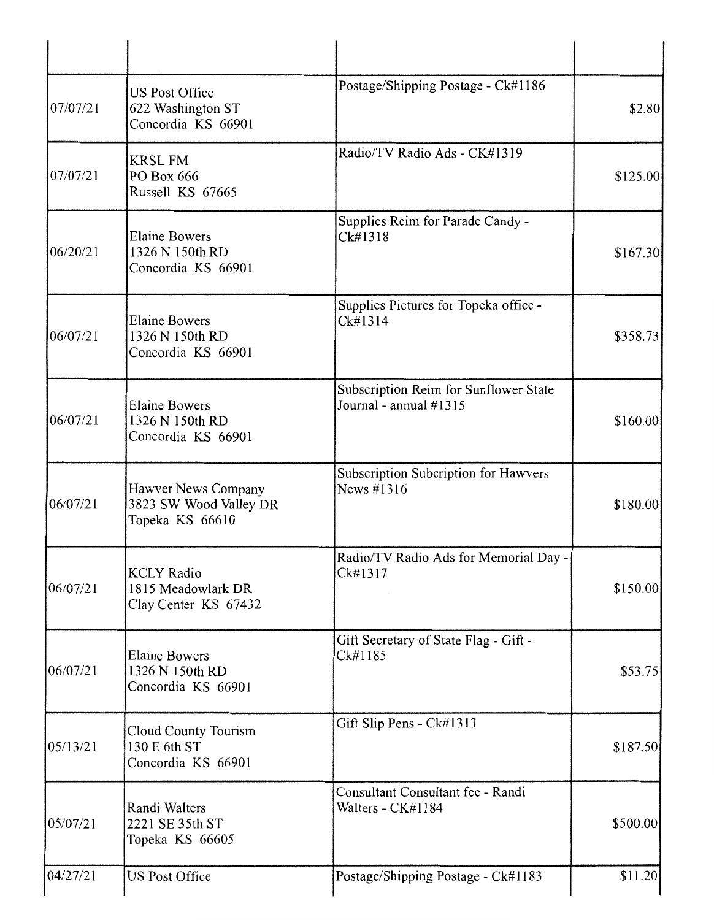| | | | |
|---|---|---|---|
| 07/07/21 | US Post Office<br>622 Washington ST<br>Concordia KS 66901 | Postage/Shipping Postage - Ck#1186 | $2.80 |
| 07/07/21 | KRSL FM<br>PO Box 666<br>Russell KS 67665 | Radio/TV Radio Ads - CK#1319 | $125.00 |
| 06/20/21 | Elaine Bowers<br>1326 N 150th RD<br>Concordia KS 66901 | Supplies Reim for Parade Candy - Ck#1318 | $167.30 |
| 06/07/21 | Elaine Bowers<br>1326 N 150th RD<br>Concordia KS 66901 | Supplies Pictures for Topeka office - Ck#1314 | $358.73 |
| 06/07/21 | Elaine Bowers<br>1326 N 150th RD<br>Concordia KS 66901 | Subscription Reim for Sunflower State Journal - annual #1315 | $160.00 |
| 06/07/21 | Hawver News Company<br>3823 SW Wood Valley DR<br>Topeka KS 66610 | Subscription Subcription for Hawvers News #1316 | $180.00 |
| 06/07/21 | KCLY Radio<br>1815 Meadowlark DR<br>Clay Center KS 67432 | Radio/TV Radio Ads for Memorial Day - Ck#1317 | $150.00 |
| 06/07/21 | Elaine Bowers<br>1326 N 150th RD<br>Concordia KS 66901 | Gift Secretary of State Flag - Gift - Ck#1185 | $53.75 |
| 05/13/21 | Cloud County Tourism<br>130 E 6th ST<br>Concordia KS 66901 | Gift Slip Pens - Ck#1313 | $187.50 |
| 05/07/21 | Randi Walters<br>2221 SE 35th ST<br>Topeka KS 66605 | Consultant Consultant fee - Randi Walters - CK#1184 | $500.00 |
| 04/27/21 | US Post Office | Postage/Shipping Postage - Ck#1183 | $11.20 |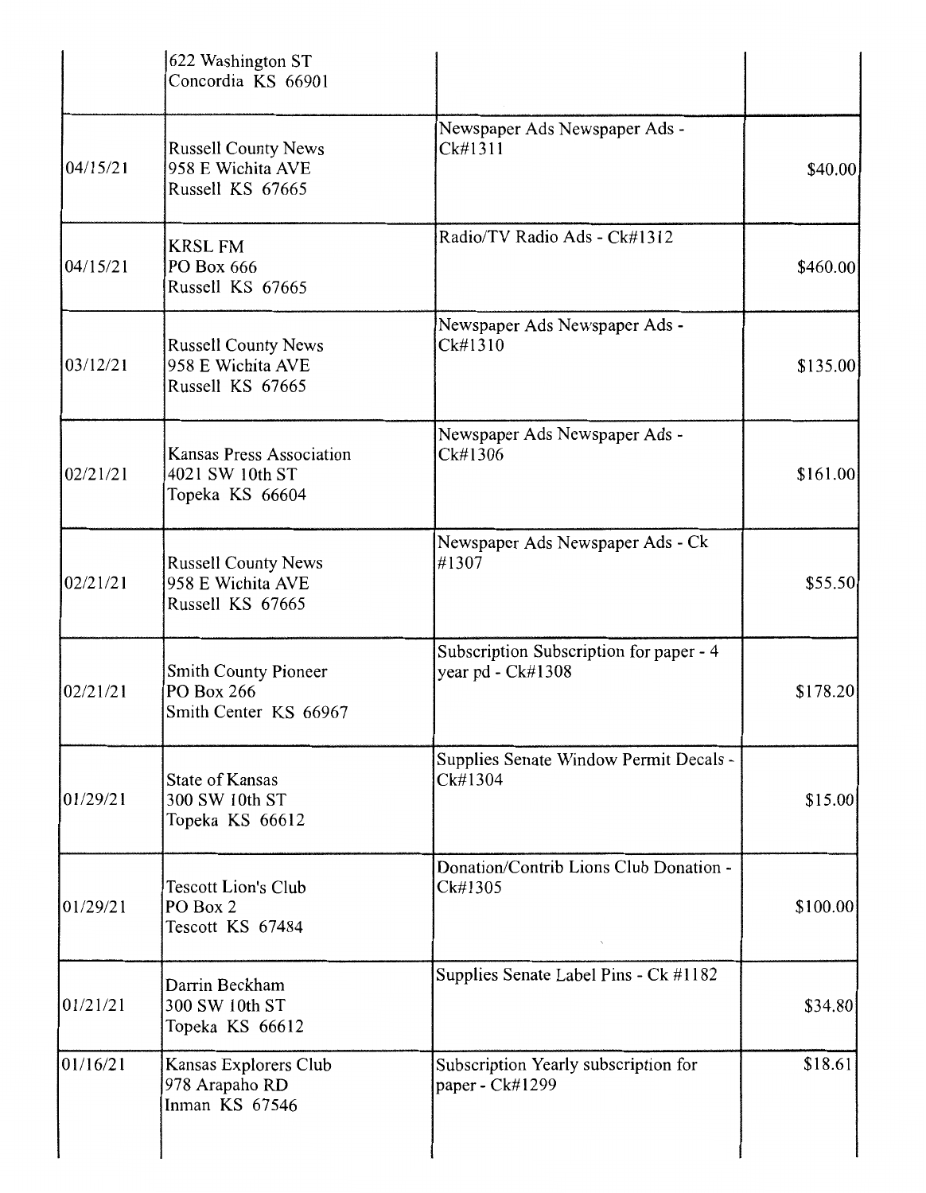| | | | |
|---|---|---|---|
| | 622 Washington ST<br>Concordia KS 66901 | | |
| 04/15/21 | Russell County News<br>958 E Wichita AVE<br>Russell KS 67665 | Newspaper Ads Newspaper Ads - Ck#1311 | $40.00 |
| 04/15/21 | KRSL FM<br>PO Box 666<br>Russell KS 67665 | Radio/TV Radio Ads - Ck#1312 | $460.00 |
| 03/12/21 | Russell County News<br>958 E Wichita AVE<br>Russell KS 67665 | Newspaper Ads Newspaper Ads - Ck#1310 | $135.00 |
| 02/21/21 | Kansas Press Association<br>4021 SW 10th ST<br>Topeka KS 66604 | Newspaper Ads Newspaper Ads - Ck#1306 | $161.00 |
| 02/21/21 | Russell County News<br>958 E Wichita AVE<br>Russell KS 67665 | Newspaper Ads Newspaper Ads - Ck #1307 | $55.50 |
| 02/21/21 | Smith County Pioneer<br>PO Box 266<br>Smith Center KS 66967 | Subscription Subscription for paper - 4 year pd - Ck#1308 | $178.20 |
| 01/29/21 | State of Kansas<br>300 SW 10th ST<br>Topeka KS 66612 | Supplies Senate Window Permit Decals - Ck#1304 | $15.00 |
| 01/29/21 | Tescott Lion's Club<br>PO Box 2<br>Tescott KS 67484 | Donation/Contrib Lions Club Donation - Ck#1305 | $100.00 |
| 01/21/21 | Darrin Beckham<br>300 SW 10th ST<br>Topeka KS 66612 | Supplies Senate Label Pins - Ck #1182 | $34.80 |
| 01/16/21 | Kansas Explorers Club<br>978 Arapaho RD<br>Inman KS 67546 | Subscription Yearly subscription for paper - Ck#1299 | $18.61 |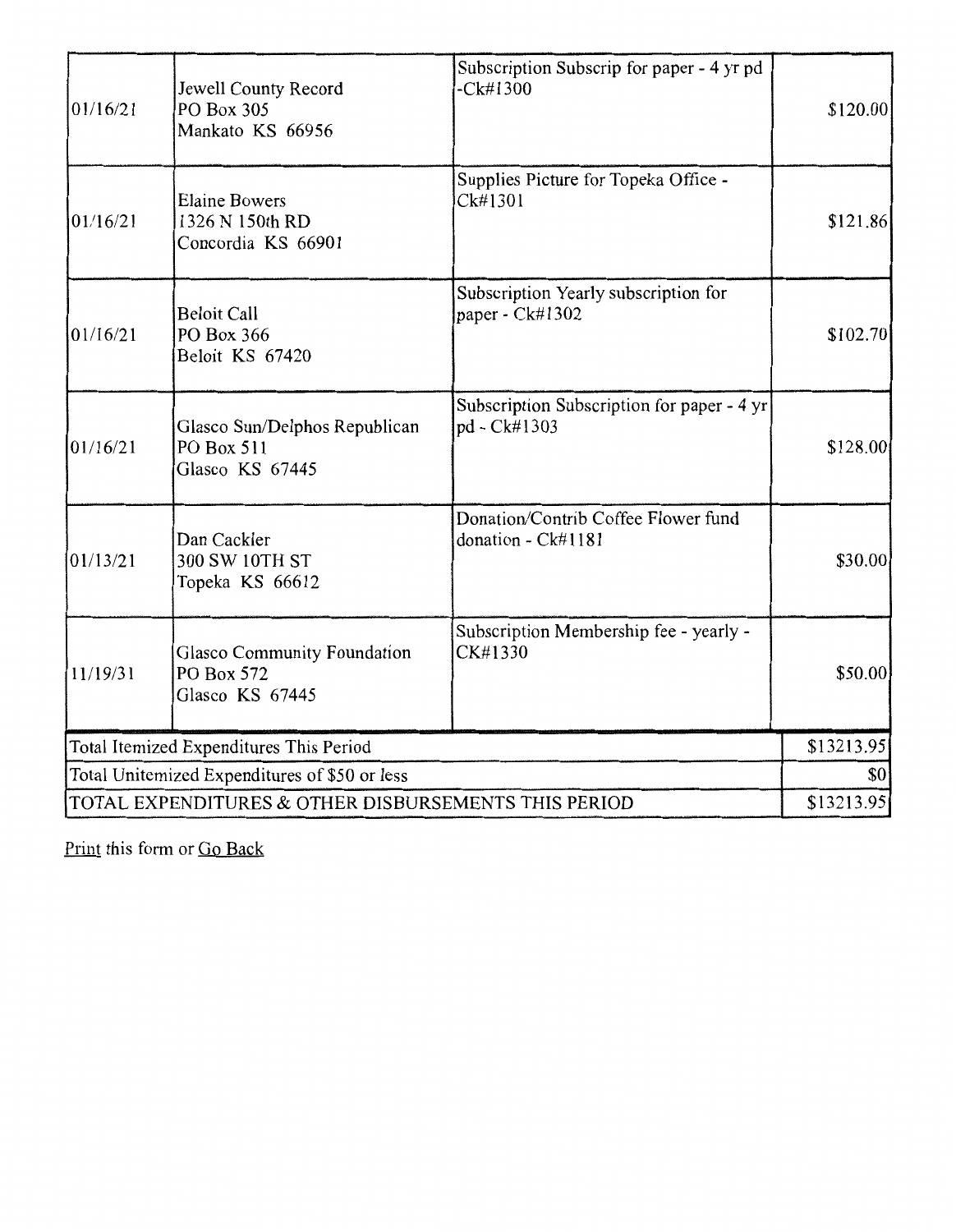| | | | |
|---|---|---|---|
| 01/16/21 | Jewell County Record<br>PO Box 305<br>Mankato KS 66956 | Subscription Subscrip for paper - 4 yr pd -Ck#1300 | $120.00 |
| 01/16/21 | Elaine Bowers<br>1326 N 150th RD<br>Concordia KS 66901 | Supplies Picture for Topeka Office - Ck#1301 | $121.86 |
| 01/16/21 | Beloit Call<br>PO Box 366<br>Beloit KS 67420 | Subscription Yearly subscription for paper - Ck#1302 | $102.70 |
| 01/16/21 | Glasco Sun/Delphos Republican<br>PO Box 511<br>Glasco KS 67445 | Subscription Subscription for paper - 4 yr pd - Ck#1303 | $128.00 |
| 01/13/21 | Dan Cackler<br>300 SW 10TH ST<br>Topeka KS 66612 | Donation/Contrib Coffee Flower fund donation - Ck#1181 | $30.00 |
| 11/19/31 | Glasco Community Foundation<br>PO Box 572<br>Glasco KS 67445 | Subscription Membership fee - yearly - CK#1330 | $50.00 |
| Total Itemized Expenditures This Period | | | $13213.95 |
| Total Unitemized Expenditures of $50 or less | | | $0 |
| TOTAL EXPENDITURES & OTHER DISBURSEMENTS THIS PERIOD | | | $13213.95 |

Print this form or Go Back